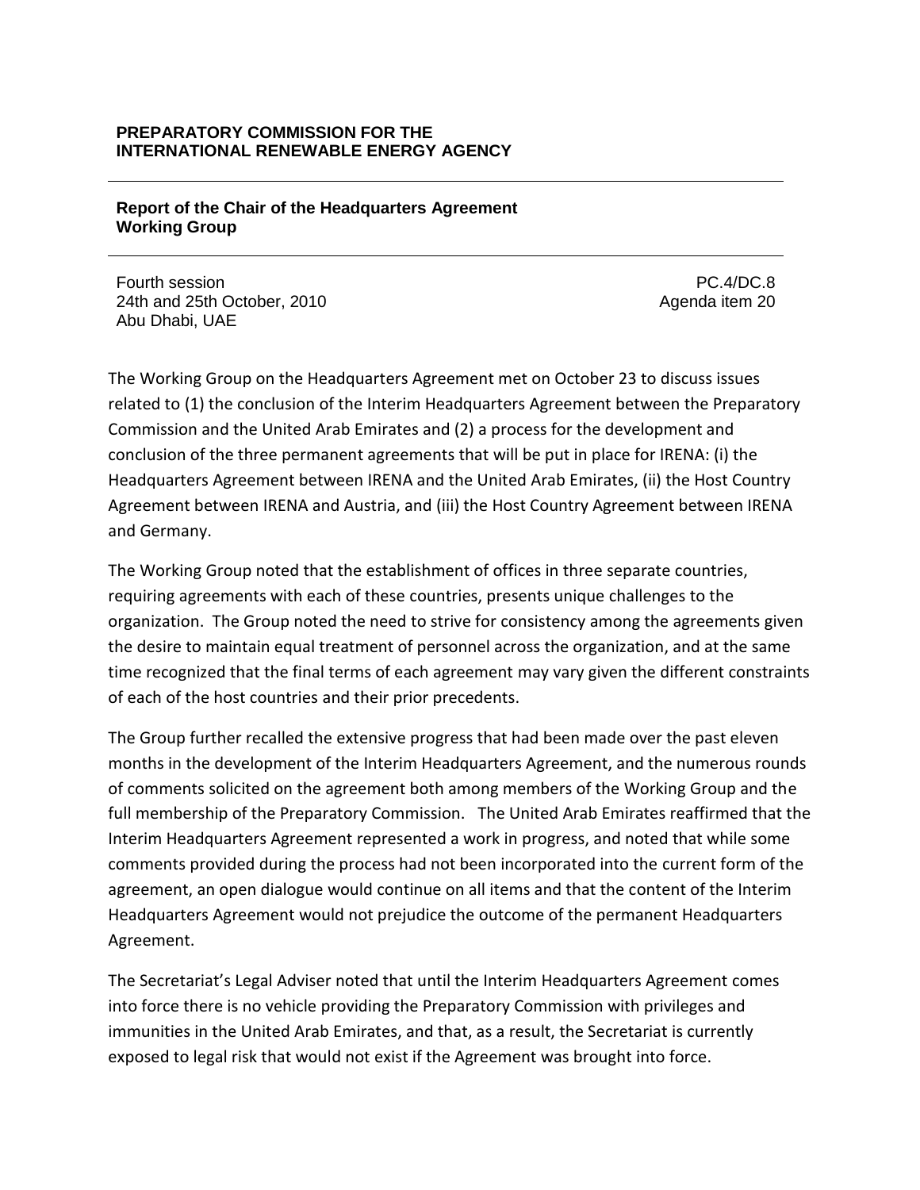**PREPARATORY COMMISSION FOR THE INTERNATIONAL RENEWABLE ENERGY AGENCY**

# Report of the Chair of the Headquarters Agreement Working Group

Fourth session
24th and 25th October, 2010
Abu Dhabi, UAE

PC.4/DC.8
Agenda item 20

The Working Group on the Headquarters Agreement met on October 23 to discuss issues related to (1) the conclusion of the Interim Headquarters Agreement between the Preparatory Commission and the United Arab Emirates and (2) a process for the development and conclusion of the three permanent agreements that will be put in place for IRENA: (i) the Headquarters Agreement between IRENA and the United Arab Emirates, (ii) the Host Country Agreement between IRENA and Austria, and (iii) the Host Country Agreement between IRENA and Germany.

The Working Group noted that the establishment of offices in three separate countries, requiring agreements with each of these countries, presents unique challenges to the organization. The Group noted the need to strive for consistency among the agreements given the desire to maintain equal treatment of personnel across the organization, and at the same time recognized that the final terms of each agreement may vary given the different constraints of each of the host countries and their prior precedents.

The Group further recalled the extensive progress that had been made over the past eleven months in the development of the Interim Headquarters Agreement, and the numerous rounds of comments solicited on the agreement both among members of the Working Group and the full membership of the Preparatory Commission. The United Arab Emirates reaffirmed that the Interim Headquarters Agreement represented a work in progress, and noted that while some comments provided during the process had not been incorporated into the current form of the agreement, an open dialogue would continue on all items and that the content of the Interim Headquarters Agreement would not prejudice the outcome of the permanent Headquarters Agreement.

The Secretariat's Legal Adviser noted that until the Interim Headquarters Agreement comes into force there is no vehicle providing the Preparatory Commission with privileges and immunities in the United Arab Emirates, and that, as a result, the Secretariat is currently exposed to legal risk that would not exist if the Agreement was brought into force.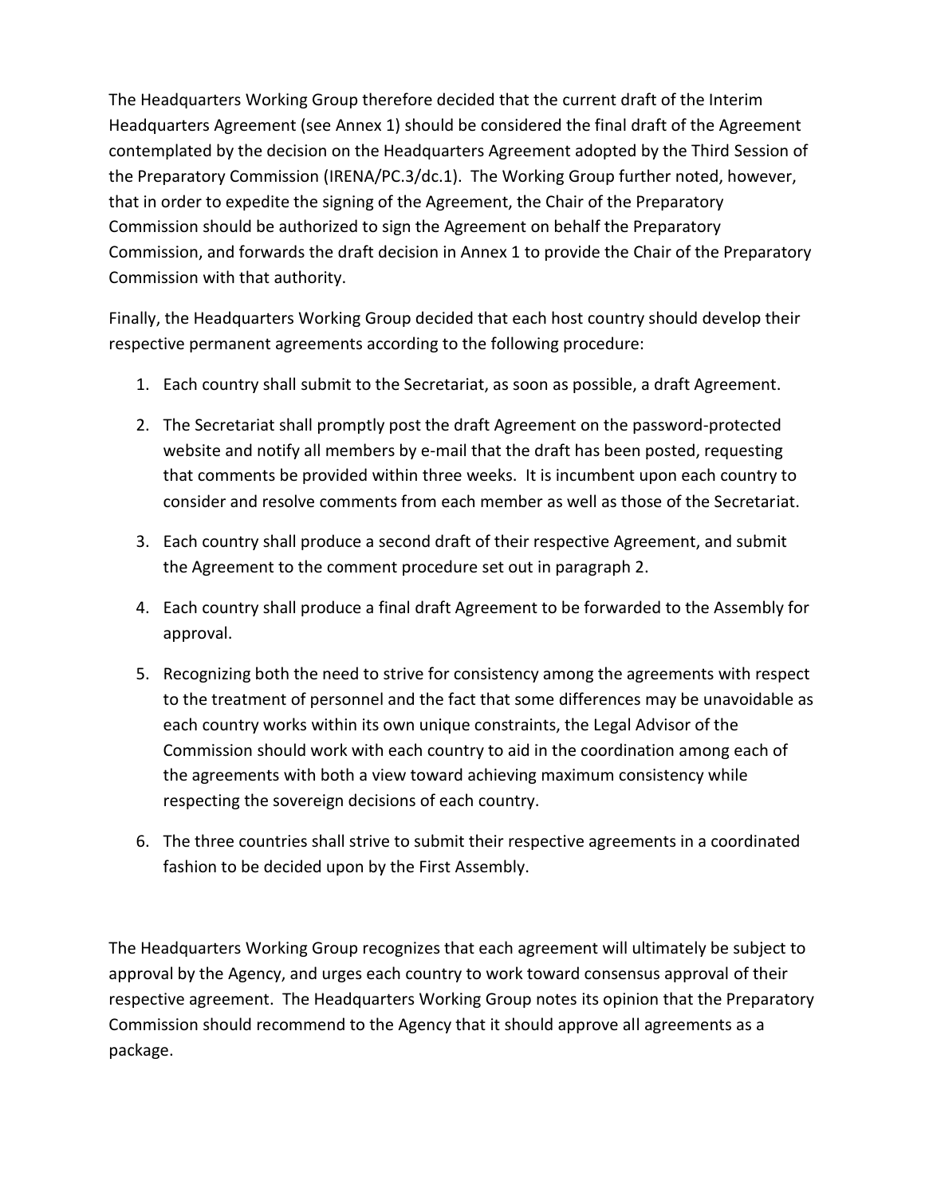The Headquarters Working Group therefore decided that the current draft of the Interim Headquarters Agreement (see Annex 1) should be considered the final draft of the Agreement contemplated by the decision on the Headquarters Agreement adopted by the Third Session of the Preparatory Commission (IRENA/PC.3/dc.1). The Working Group further noted, however, that in order to expedite the signing of the Agreement, the Chair of the Preparatory Commission should be authorized to sign the Agreement on behalf the Preparatory Commission, and forwards the draft decision in Annex 1 to provide the Chair of the Preparatory Commission with that authority.

Finally, the Headquarters Working Group decided that each host country should develop their respective permanent agreements according to the following procedure:

1. Each country shall submit to the Secretariat, as soon as possible, a draft Agreement.

2. The Secretariat shall promptly post the draft Agreement on the password-protected website and notify all members by e-mail that the draft has been posted, requesting that comments be provided within three weeks. It is incumbent upon each country to consider and resolve comments from each member as well as those of the Secretariat.

3. Each country shall produce a second draft of their respective Agreement, and submit the Agreement to the comment procedure set out in paragraph 2.

4. Each country shall produce a final draft Agreement to be forwarded to the Assembly for approval.

5. Recognizing both the need to strive for consistency among the agreements with respect to the treatment of personnel and the fact that some differences may be unavoidable as each country works within its own unique constraints, the Legal Advisor of the Commission should work with each country to aid in the coordination among each of the agreements with both a view toward achieving maximum consistency while respecting the sovereign decisions of each country.

6. The three countries shall strive to submit their respective agreements in a coordinated fashion to be decided upon by the First Assembly.

The Headquarters Working Group recognizes that each agreement will ultimately be subject to approval by the Agency, and urges each country to work toward consensus approval of their respective agreement. The Headquarters Working Group notes its opinion that the Preparatory Commission should recommend to the Agency that it should approve all agreements as a package.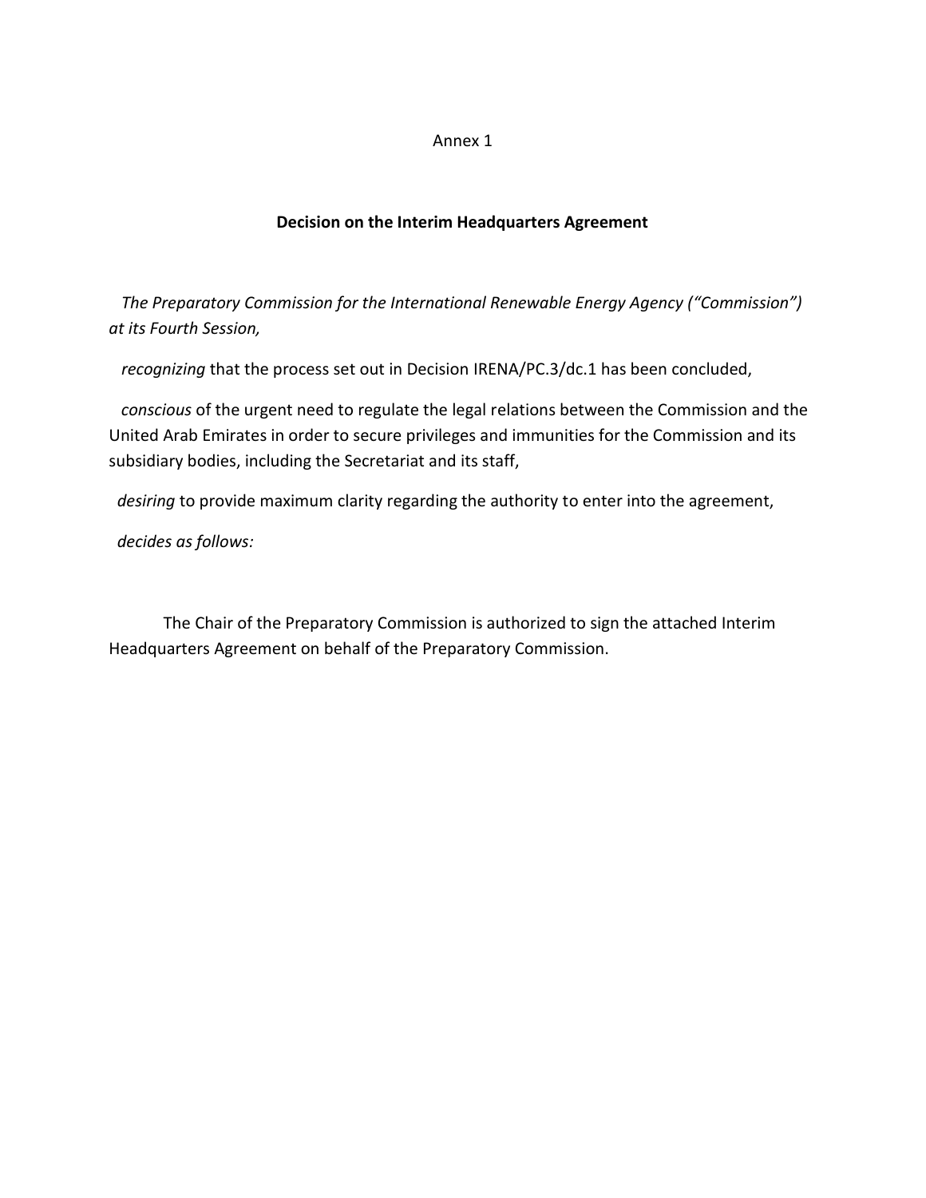Annex 1

**Decision on the Interim Headquarters Agreement**

*The Preparatory Commission for the International Renewable Energy Agency ("Commission") at its Fourth Session,*

*recognizing* that the process set out in Decision IRENA/PC.3/dc.1 has been concluded,

*conscious* of the urgent need to regulate the legal relations between the Commission and the United Arab Emirates in order to secure privileges and immunities for the Commission and its subsidiary bodies, including the Secretariat and its staff,

*desiring* to provide maximum clarity regarding the authority to enter into the agreement,

*decides as follows:*

The Chair of the Preparatory Commission is authorized to sign the attached Interim Headquarters Agreement on behalf of the Preparatory Commission.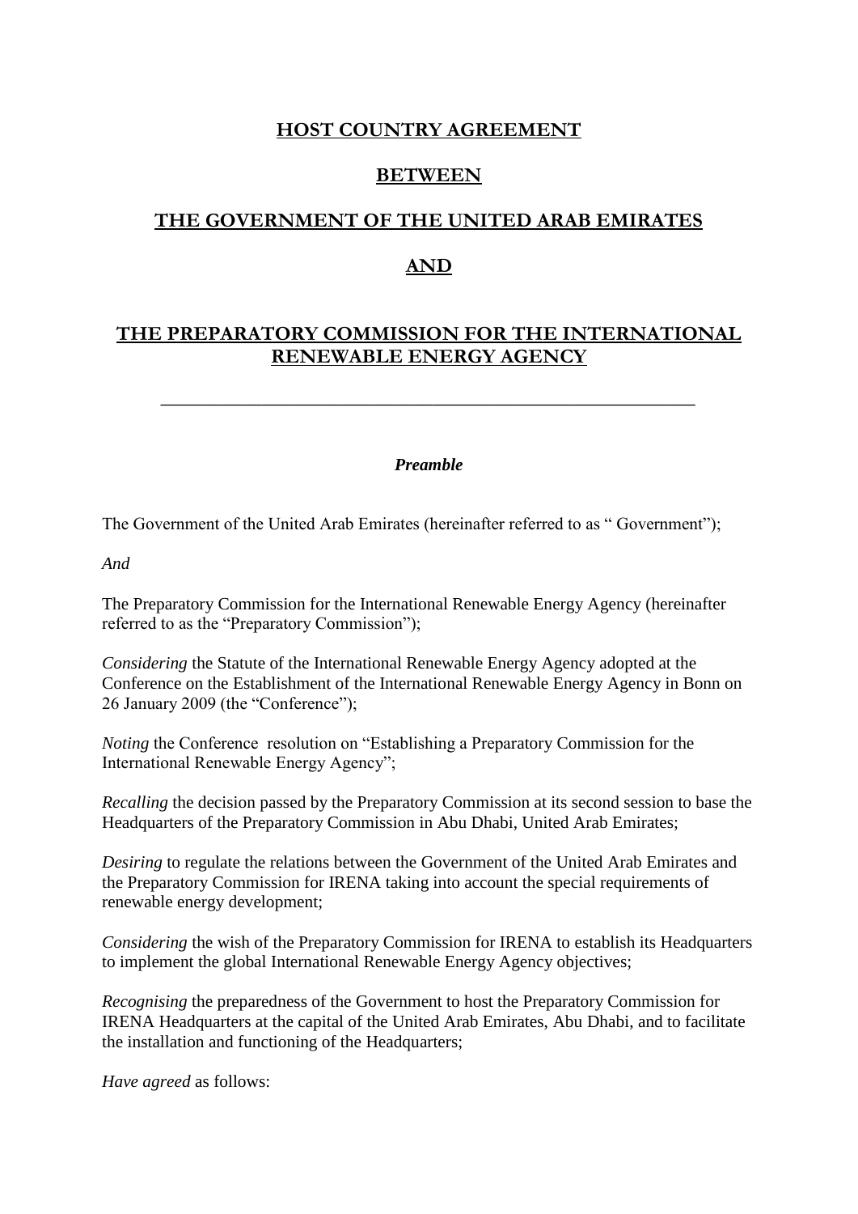# HOST COUNTRY AGREEMENT

# BETWEEN

# THE GOVERNMENT OF THE UNITED ARAB EMIRATES

# AND

# THE PREPARATORY COMMISSION FOR THE INTERNATIONAL RENEWABLE ENERGY AGENCY

---

### *Preamble*

The Government of the United Arab Emirates (hereinafter referred to as " Government");

*And*

The Preparatory Commission for the International Renewable Energy Agency (hereinafter referred to as the "Preparatory Commission");

*Considering* the Statute of the International Renewable Energy Agency adopted at the Conference on the Establishment of the International Renewable Energy Agency in Bonn on 26 January 2009 (the "Conference");

*Noting* the Conference resolution on "Establishing a Preparatory Commission for the International Renewable Energy Agency";

*Recalling* the decision passed by the Preparatory Commission at its second session to base the Headquarters of the Preparatory Commission in Abu Dhabi, United Arab Emirates;

*Desiring* to regulate the relations between the Government of the United Arab Emirates and the Preparatory Commission for IRENA taking into account the special requirements of renewable energy development;

*Considering* the wish of the Preparatory Commission for IRENA to establish its Headquarters to implement the global International Renewable Energy Agency objectives;

*Recognising* the preparedness of the Government to host the Preparatory Commission for IRENA Headquarters at the capital of the United Arab Emirates, Abu Dhabi, and to facilitate the installation and functioning of the Headquarters;

*Have agreed* as follows: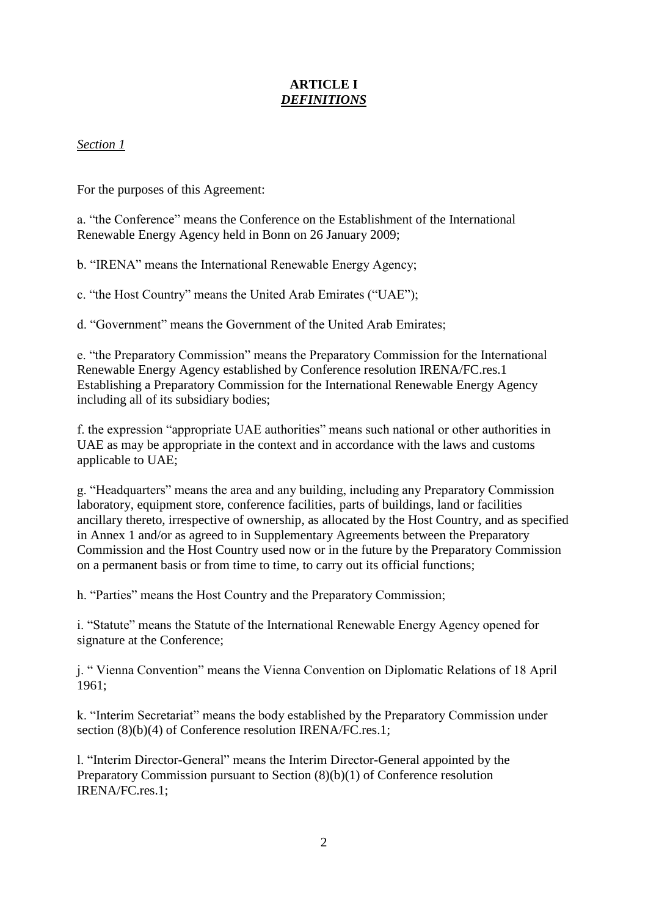# **ARTICLE I**
## ***DEFINITIONS***

*Section 1*

For the purposes of this Agreement:

a. "the Conference" means the Conference on the Establishment of the International Renewable Energy Agency held in Bonn on 26 January 2009;

b. "IRENA" means the International Renewable Energy Agency;

c. "the Host Country" means the United Arab Emirates ("UAE");

d. "Government" means the Government of the United Arab Emirates;

e. "the Preparatory Commission" means the Preparatory Commission for the International Renewable Energy Agency established by Conference resolution IRENA/FC.res.1 Establishing a Preparatory Commission for the International Renewable Energy Agency including all of its subsidiary bodies;

f. the expression "appropriate UAE authorities" means such national or other authorities in UAE as may be appropriate in the context and in accordance with the laws and customs applicable to UAE;

g. "Headquarters" means the area and any building, including any Preparatory Commission laboratory, equipment store, conference facilities, parts of buildings, land or facilities ancillary thereto, irrespective of ownership, as allocated by the Host Country, and as specified in Annex 1 and/or as agreed to in Supplementary Agreements between the Preparatory Commission and the Host Country used now or in the future by the Preparatory Commission on a permanent basis or from time to time, to carry out its official functions;

h. "Parties" means the Host Country and the Preparatory Commission;

i. "Statute" means the Statute of the International Renewable Energy Agency opened for signature at the Conference;

j. " Vienna Convention" means the Vienna Convention on Diplomatic Relations of 18 April 1961;

k. "Interim Secretariat" means the body established by the Preparatory Commission under section (8)(b)(4) of Conference resolution IRENA/FC.res.1;

l. "Interim Director-General" means the Interim Director-General appointed by the Preparatory Commission pursuant to Section (8)(b)(1) of Conference resolution IRENA/FC.res.1;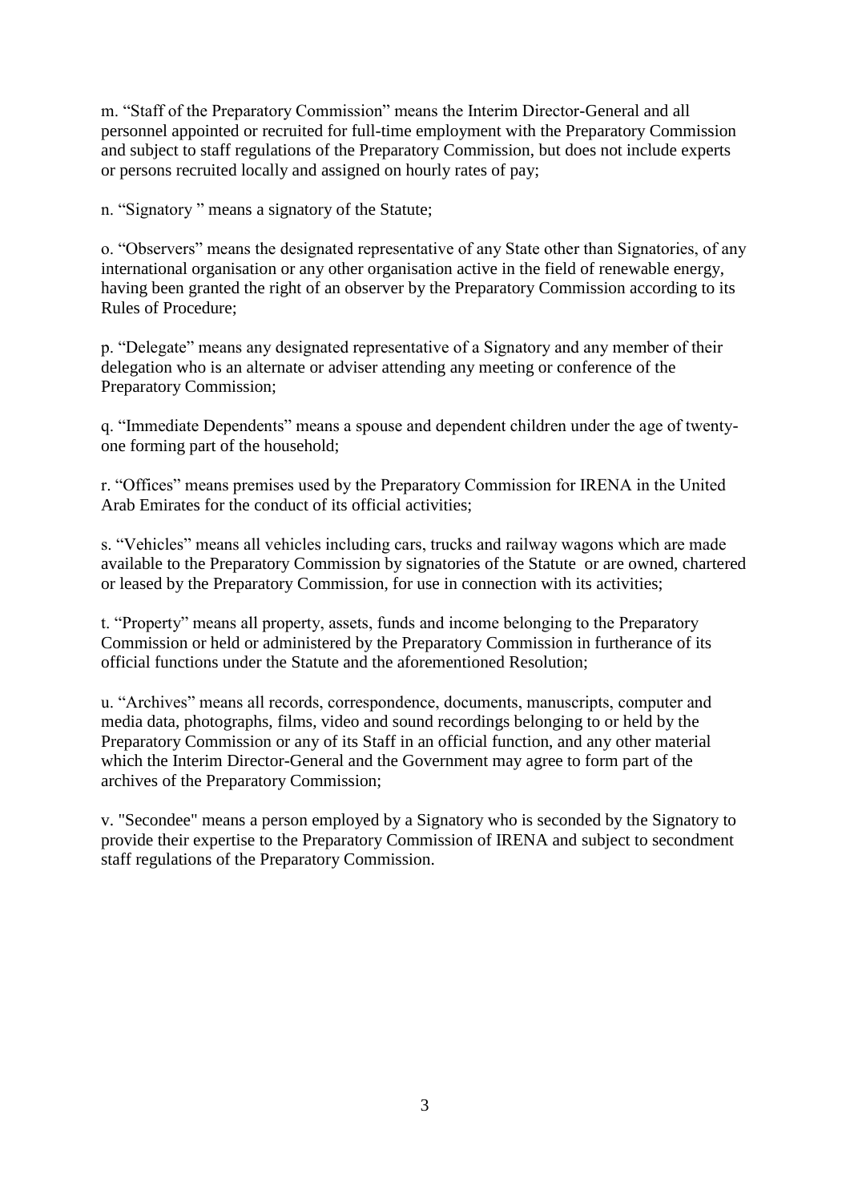m. “Staff of the Preparatory Commission” means the Interim Director-General and all personnel appointed or recruited for full-time employment with the Preparatory Commission and subject to staff regulations of the Preparatory Commission, but does not include experts or persons recruited locally and assigned on hourly rates of pay;

n. “Signatory ” means a signatory of the Statute;

o. “Observers” means the designated representative of any State other than Signatories, of any international organisation or any other organisation active in the field of renewable energy, having been granted the right of an observer by the Preparatory Commission according to its Rules of Procedure;

p. “Delegate” means any designated representative of a Signatory and any member of their delegation who is an alternate or adviser attending any meeting or conference of the Preparatory Commission;

q. “Immediate Dependents” means a spouse and dependent children under the age of twenty-one forming part of the household;

r. “Offices” means premises used by the Preparatory Commission for IRENA in the United Arab Emirates for the conduct of its official activities;

s. “Vehicles” means all vehicles including cars, trucks and railway wagons which are made available to the Preparatory Commission by signatories of the Statute or are owned, chartered or leased by the Preparatory Commission, for use in connection with its activities;

t. “Property” means all property, assets, funds and income belonging to the Preparatory Commission or held or administered by the Preparatory Commission in furtherance of its official functions under the Statute and the aforementioned Resolution;

u. “Archives” means all records, correspondence, documents, manuscripts, computer and media data, photographs, films, video and sound recordings belonging to or held by the Preparatory Commission or any of its Staff in an official function, and any other material which the Interim Director-General and the Government may agree to form part of the archives of the Preparatory Commission;

v. "Secondee" means a person employed by a Signatory who is seconded by the Signatory to provide their expertise to the Preparatory Commission of IRENA and subject to secondment staff regulations of the Preparatory Commission.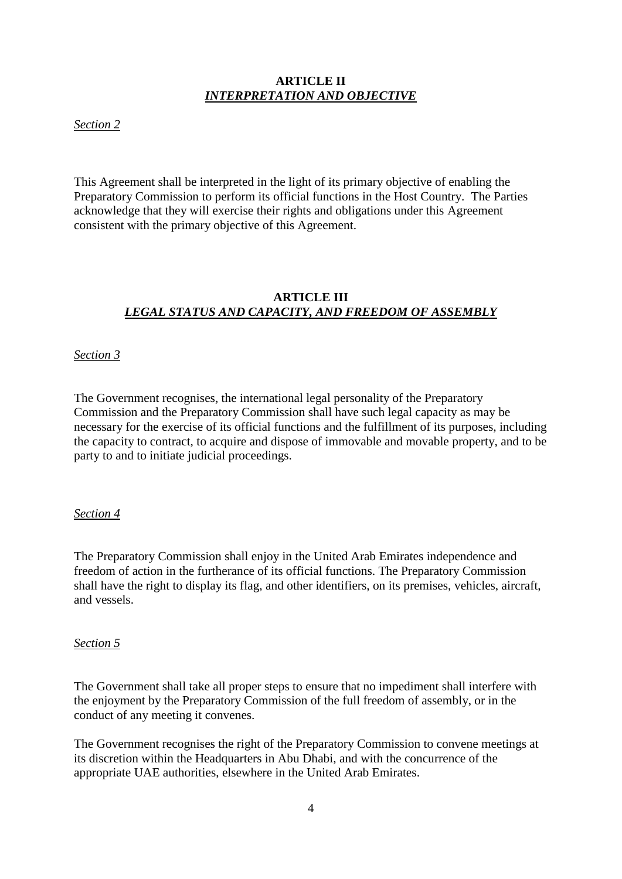## ARTICLE II
## *INTERPRETATION AND OBJECTIVE*

*Section 2*

This Agreement shall be interpreted in the light of its primary objective of enabling the Preparatory Commission to perform its official functions in the Host Country. The Parties acknowledge that they will exercise their rights and obligations under this Agreement consistent with the primary objective of this Agreement.

## ARTICLE III
## *LEGAL STATUS AND CAPACITY, AND FREEDOM OF ASSEMBLY*

*Section 3*

The Government recognises, the international legal personality of the Preparatory Commission and the Preparatory Commission shall have such legal capacity as may be necessary for the exercise of its official functions and the fulfillment of its purposes, including the capacity to contract, to acquire and dispose of immovable and movable property, and to be party to and to initiate judicial proceedings.

*Section 4*

The Preparatory Commission shall enjoy in the United Arab Emirates independence and freedom of action in the furtherance of its official functions. The Preparatory Commission shall have the right to display its flag, and other identifiers, on its premises, vehicles, aircraft, and vessels.

*Section 5*

The Government shall take all proper steps to ensure that no impediment shall interfere with the enjoyment by the Preparatory Commission of the full freedom of assembly, or in the conduct of any meeting it convenes.

The Government recognises the right of the Preparatory Commission to convene meetings at its discretion within the Headquarters in Abu Dhabi, and with the concurrence of the appropriate UAE authorities, elsewhere in the United Arab Emirates.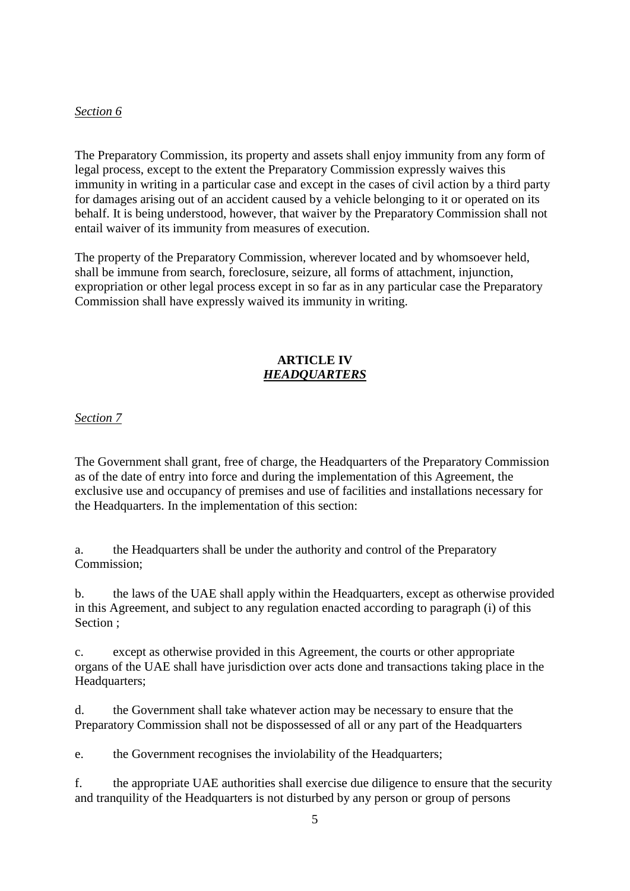*Section 6*

The Preparatory Commission, its property and assets shall enjoy immunity from any form of legal process, except to the extent the Preparatory Commission expressly waives this immunity in writing in a particular case and except in the cases of civil action by a third party for damages arising out of an accident caused by a vehicle belonging to it or operated on its behalf. It is being understood, however, that waiver by the Preparatory Commission shall not entail waiver of its immunity from measures of execution.

The property of the Preparatory Commission, wherever located and by whomsoever held, shall be immune from search, foreclosure, seizure, all forms of attachment, injunction, expropriation or other legal process except in so far as in any particular case the Preparatory Commission shall have expressly waived its immunity in writing.

## ARTICLE IV
## ***HEADQUARTERS***

*Section 7*

The Government shall grant, free of charge, the Headquarters of the Preparatory Commission as of the date of entry into force and during the implementation of this Agreement, the exclusive use and occupancy of premises and use of facilities and installations necessary for the Headquarters. In the implementation of this section:

a. the Headquarters shall be under the authority and control of the Preparatory Commission;

b. the laws of the UAE shall apply within the Headquarters, except as otherwise provided in this Agreement, and subject to any regulation enacted according to paragraph (i) of this Section ;

c. except as otherwise provided in this Agreement, the courts or other appropriate organs of the UAE shall have jurisdiction over acts done and transactions taking place in the Headquarters;

d. the Government shall take whatever action may be necessary to ensure that the Preparatory Commission shall not be dispossessed of all or any part of the Headquarters

e. the Government recognises the inviolability of the Headquarters;

f. the appropriate UAE authorities shall exercise due diligence to ensure that the security and tranquility of the Headquarters is not disturbed by any person or group of persons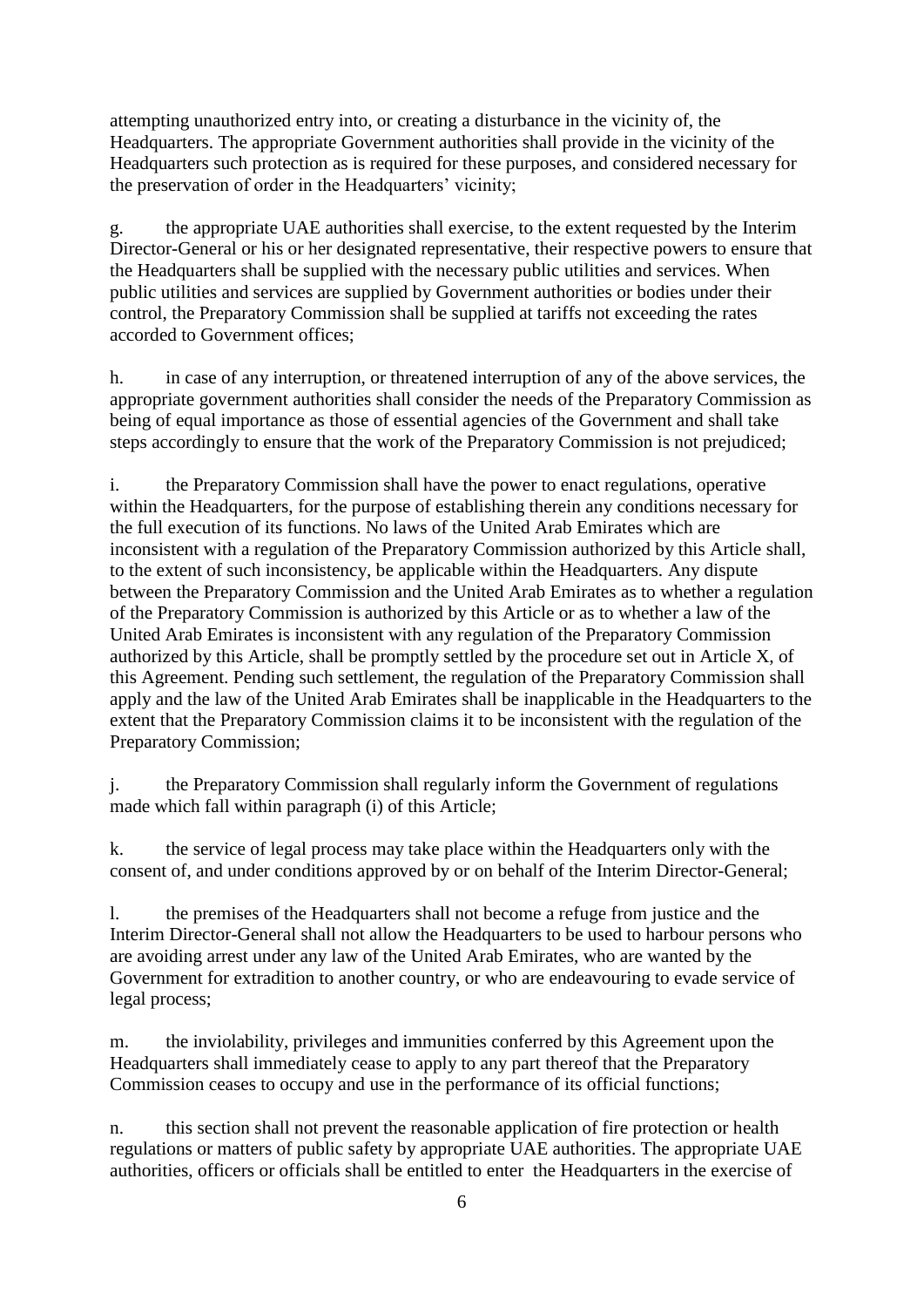attempting unauthorized entry into, or creating a disturbance in the vicinity of, the Headquarters. The appropriate Government authorities shall provide in the vicinity of the Headquarters such protection as is required for these purposes, and considered necessary for the preservation of order in the Headquarters' vicinity;

g. the appropriate UAE authorities shall exercise, to the extent requested by the Interim Director-General or his or her designated representative, their respective powers to ensure that the Headquarters shall be supplied with the necessary public utilities and services. When public utilities and services are supplied by Government authorities or bodies under their control, the Preparatory Commission shall be supplied at tariffs not exceeding the rates accorded to Government offices;

h. in case of any interruption, or threatened interruption of any of the above services, the appropriate government authorities shall consider the needs of the Preparatory Commission as being of equal importance as those of essential agencies of the Government and shall take steps accordingly to ensure that the work of the Preparatory Commission is not prejudiced;

i. the Preparatory Commission shall have the power to enact regulations, operative within the Headquarters, for the purpose of establishing therein any conditions necessary for the full execution of its functions. No laws of the United Arab Emirates which are inconsistent with a regulation of the Preparatory Commission authorized by this Article shall, to the extent of such inconsistency, be applicable within the Headquarters. Any dispute between the Preparatory Commission and the United Arab Emirates as to whether a regulation of the Preparatory Commission is authorized by this Article or as to whether a law of the United Arab Emirates is inconsistent with any regulation of the Preparatory Commission authorized by this Article, shall be promptly settled by the procedure set out in Article X, of this Agreement. Pending such settlement, the regulation of the Preparatory Commission shall apply and the law of the United Arab Emirates shall be inapplicable in the Headquarters to the extent that the Preparatory Commission claims it to be inconsistent with the regulation of the Preparatory Commission;

j. the Preparatory Commission shall regularly inform the Government of regulations made which fall within paragraph (i) of this Article;

k. the service of legal process may take place within the Headquarters only with the consent of, and under conditions approved by or on behalf of the Interim Director-General;

l. the premises of the Headquarters shall not become a refuge from justice and the Interim Director-General shall not allow the Headquarters to be used to harbour persons who are avoiding arrest under any law of the United Arab Emirates, who are wanted by the Government for extradition to another country, or who are endeavouring to evade service of legal process;

m. the inviolability, privileges and immunities conferred by this Agreement upon the Headquarters shall immediately cease to apply to any part thereof that the Preparatory Commission ceases to occupy and use in the performance of its official functions;

n. this section shall not prevent the reasonable application of fire protection or health regulations or matters of public safety by appropriate UAE authorities. The appropriate UAE authorities, officers or officials shall be entitled to enter the Headquarters in the exercise of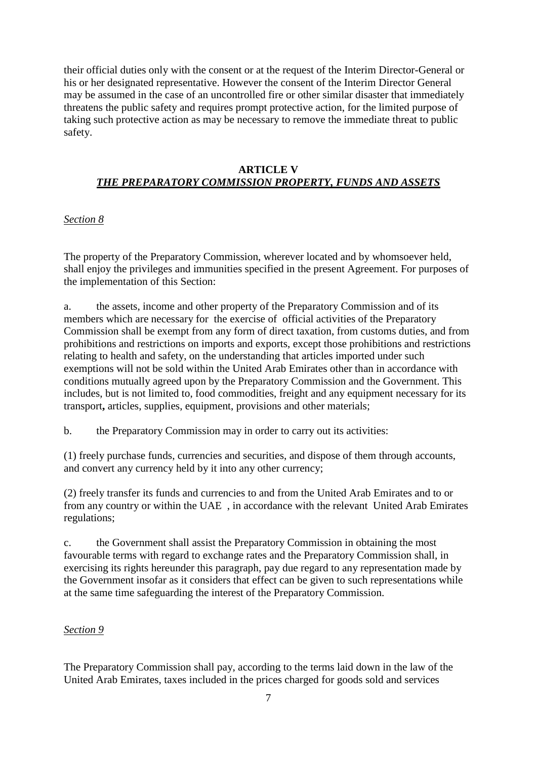their official duties only with the consent or at the request of the Interim Director-General or his or her designated representative. However the consent of the Interim Director General may be assumed in the case of an uncontrolled fire or other similar disaster that immediately threatens the public safety and requires prompt protective action, for the limited purpose of taking such protective action as may be necessary to remove the immediate threat to public safety.

## ARTICLE V
## ***THE PREPARATORY COMMISSION PROPERTY, FUNDS AND ASSETS***

*Section 8*

The property of the Preparatory Commission, wherever located and by whomsoever held, shall enjoy the privileges and immunities specified in the present Agreement. For purposes of the implementation of this Section:

a. the assets, income and other property of the Preparatory Commission and of its members which are necessary for the exercise of official activities of the Preparatory Commission shall be exempt from any form of direct taxation, from customs duties, and from prohibitions and restrictions on imports and exports, except those prohibitions and restrictions relating to health and safety, on the understanding that articles imported under such exemptions will not be sold within the United Arab Emirates other than in accordance with conditions mutually agreed upon by the Preparatory Commission and the Government. This includes, but is not limited to, food commodities, freight and any equipment necessary for its transport**,** articles, supplies, equipment, provisions and other materials;

b. the Preparatory Commission may in order to carry out its activities:

(1) freely purchase funds, currencies and securities, and dispose of them through accounts, and convert any currency held by it into any other currency;

(2) freely transfer its funds and currencies to and from the United Arab Emirates and to or from any country or within the UAE , in accordance with the relevant United Arab Emirates regulations;

c. the Government shall assist the Preparatory Commission in obtaining the most favourable terms with regard to exchange rates and the Preparatory Commission shall, in exercising its rights hereunder this paragraph, pay due regard to any representation made by the Government insofar as it considers that effect can be given to such representations while at the same time safeguarding the interest of the Preparatory Commission.

*Section 9*

The Preparatory Commission shall pay, according to the terms laid down in the law of the United Arab Emirates, taxes included in the prices charged for goods sold and services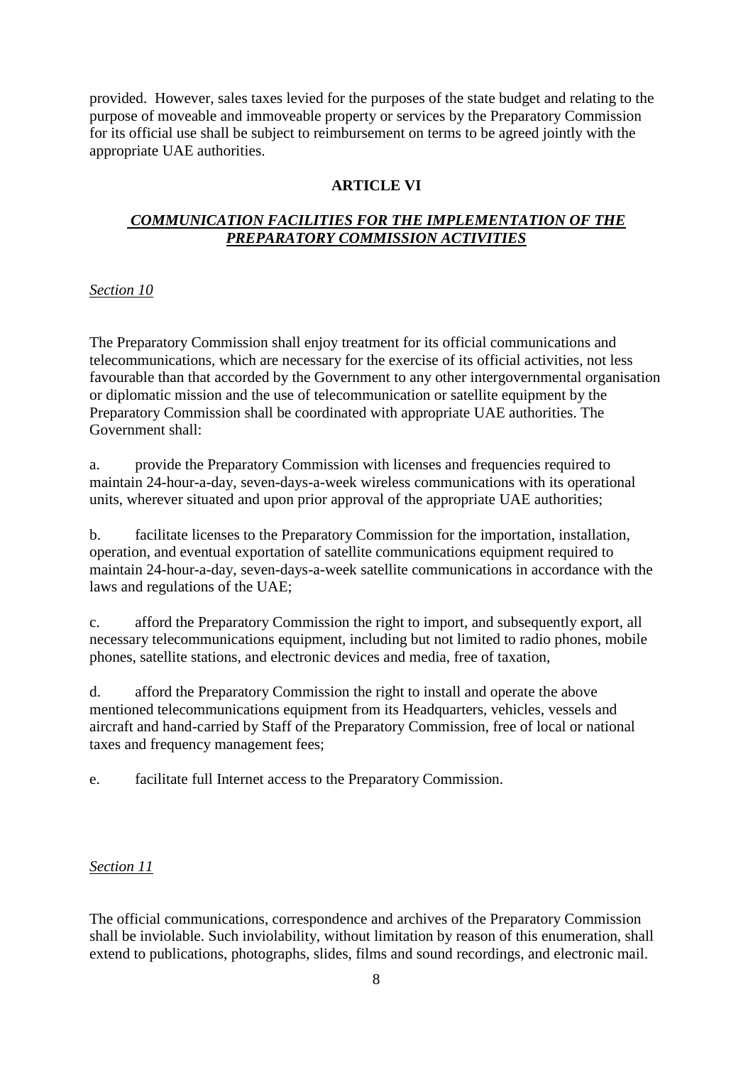provided. However, sales taxes levied for the purposes of the state budget and relating to the purpose of moveable and immoveable property or services by the Preparatory Commission for its official use shall be subject to reimbursement on terms to be agreed jointly with the appropriate UAE authorities.

## ARTICLE VI

### *COMMUNICATION FACILITIES FOR THE IMPLEMENTATION OF THE PREPARATORY COMMISSION ACTIVITIES*

*Section 10*

The Preparatory Commission shall enjoy treatment for its official communications and telecommunications, which are necessary for the exercise of its official activities, not less favourable than that accorded by the Government to any other intergovernmental organisation or diplomatic mission and the use of telecommunication or satellite equipment by the Preparatory Commission shall be coordinated with appropriate UAE authorities. The Government shall:

a. provide the Preparatory Commission with licenses and frequencies required to maintain 24-hour-a-day, seven-days-a-week wireless communications with its operational units, wherever situated and upon prior approval of the appropriate UAE authorities;

b. facilitate licenses to the Preparatory Commission for the importation, installation, operation, and eventual exportation of satellite communications equipment required to maintain 24-hour-a-day, seven-days-a-week satellite communications in accordance with the laws and regulations of the UAE;

c. afford the Preparatory Commission the right to import, and subsequently export, all necessary telecommunications equipment, including but not limited to radio phones, mobile phones, satellite stations, and electronic devices and media, free of taxation,

d. afford the Preparatory Commission the right to install and operate the above mentioned telecommunications equipment from its Headquarters, vehicles, vessels and aircraft and hand-carried by Staff of the Preparatory Commission, free of local or national taxes and frequency management fees;

e. facilitate full Internet access to the Preparatory Commission.

*Section 11*

The official communications, correspondence and archives of the Preparatory Commission shall be inviolable. Such inviolability, without limitation by reason of this enumeration, shall extend to publications, photographs, slides, films and sound recordings, and electronic mail.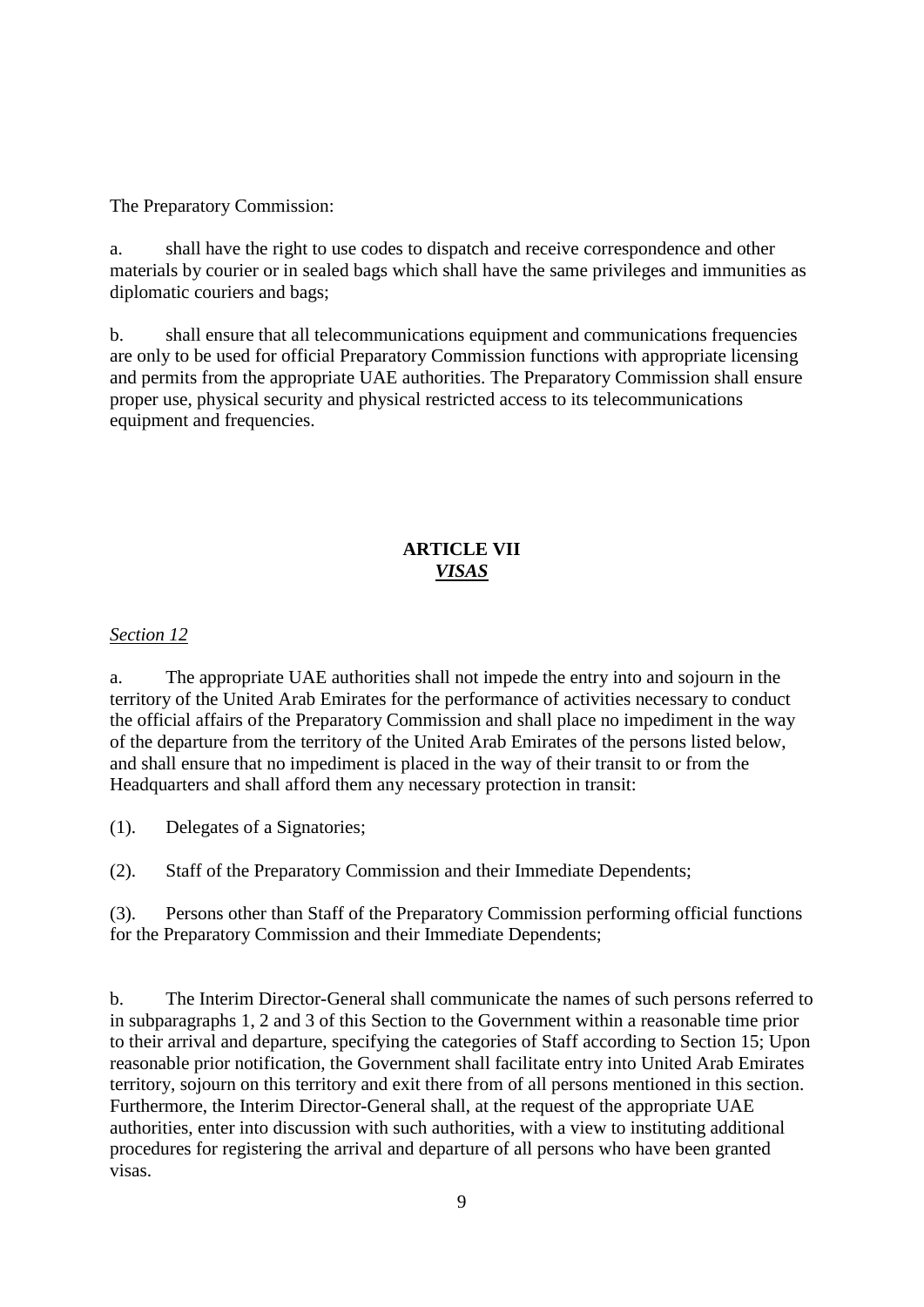The Preparatory Commission:

a. shall have the right to use codes to dispatch and receive correspondence and other materials by courier or in sealed bags which shall have the same privileges and immunities as diplomatic couriers and bags;

b. shall ensure that all telecommunications equipment and communications frequencies are only to be used for official Preparatory Commission functions with appropriate licensing and permits from the appropriate UAE authorities. The Preparatory Commission shall ensure proper use, physical security and physical restricted access to its telecommunications equipment and frequencies.

## ARTICLE VII
## ***VISAS***

*Section 12*

a. The appropriate UAE authorities shall not impede the entry into and sojourn in the territory of the United Arab Emirates for the performance of activities necessary to conduct the official affairs of the Preparatory Commission and shall place no impediment in the way of the departure from the territory of the United Arab Emirates of the persons listed below, and shall ensure that no impediment is placed in the way of their transit to or from the Headquarters and shall afford them any necessary protection in transit:

(1). Delegates of a Signatories;

(2). Staff of the Preparatory Commission and their Immediate Dependents;

(3). Persons other than Staff of the Preparatory Commission performing official functions for the Preparatory Commission and their Immediate Dependents;

b. The Interim Director-General shall communicate the names of such persons referred to in subparagraphs 1, 2 and 3 of this Section to the Government within a reasonable time prior to their arrival and departure, specifying the categories of Staff according to Section 15; Upon reasonable prior notification, the Government shall facilitate entry into United Arab Emirates territory, sojourn on this territory and exit there from of all persons mentioned in this section. Furthermore, the Interim Director-General shall, at the request of the appropriate UAE authorities, enter into discussion with such authorities, with a view to instituting additional procedures for registering the arrival and departure of all persons who have been granted visas.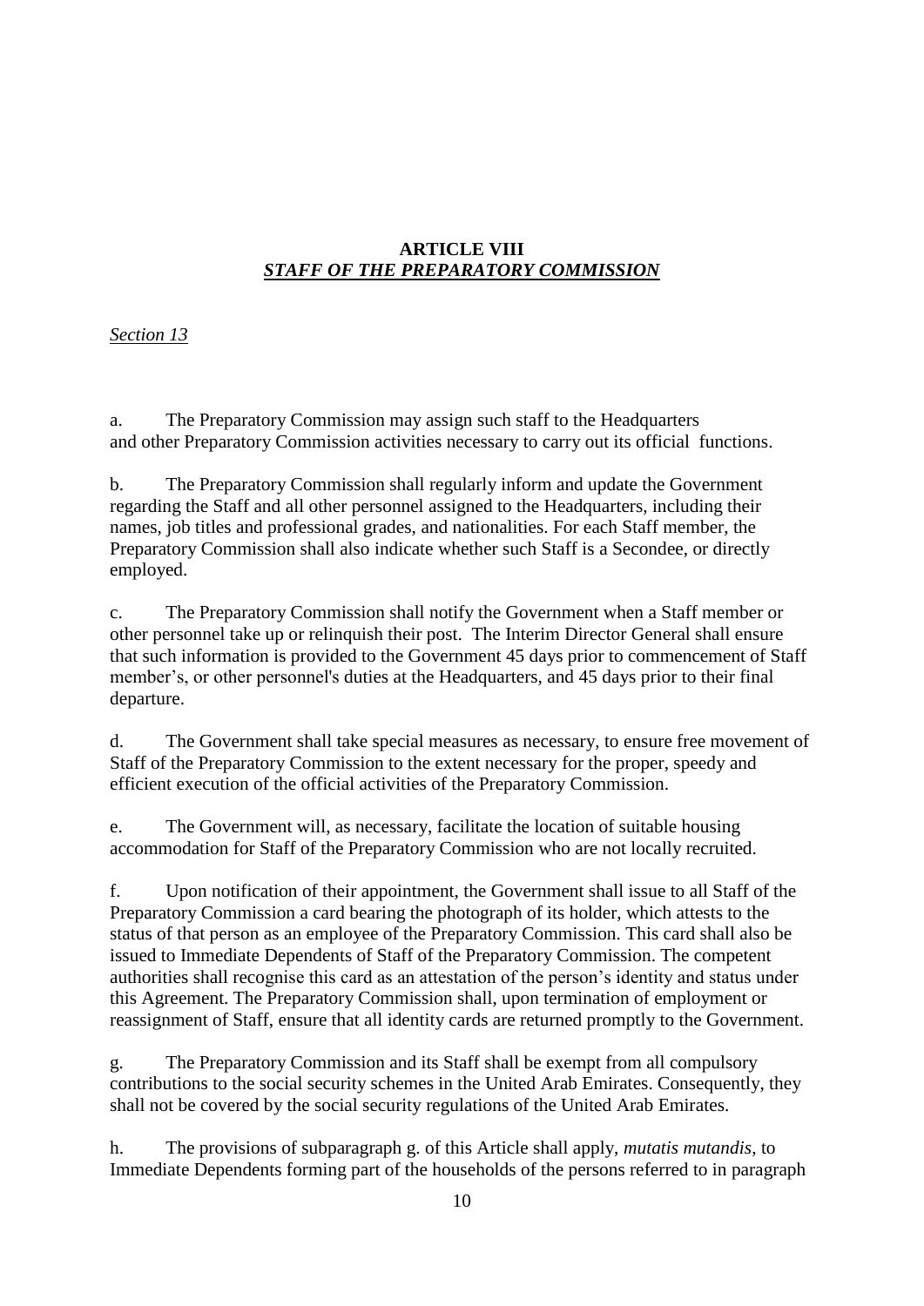## ARTICLE VIII
## *STAFF OF THE PREPARATORY COMMISSION*

*Section 13*

a. The Preparatory Commission may assign such staff to the Headquarters and other Preparatory Commission activities necessary to carry out its official functions.

b. The Preparatory Commission shall regularly inform and update the Government regarding the Staff and all other personnel assigned to the Headquarters, including their names, job titles and professional grades, and nationalities. For each Staff member, the Preparatory Commission shall also indicate whether such Staff is a Secondee, or directly employed.

c. The Preparatory Commission shall notify the Government when a Staff member or other personnel take up or relinquish their post. The Interim Director General shall ensure that such information is provided to the Government 45 days prior to commencement of Staff member's, or other personnel's duties at the Headquarters, and 45 days prior to their final departure.

d. The Government shall take special measures as necessary, to ensure free movement of Staff of the Preparatory Commission to the extent necessary for the proper, speedy and efficient execution of the official activities of the Preparatory Commission.

e. The Government will, as necessary, facilitate the location of suitable housing accommodation for Staff of the Preparatory Commission who are not locally recruited.

f. Upon notification of their appointment, the Government shall issue to all Staff of the Preparatory Commission a card bearing the photograph of its holder, which attests to the status of that person as an employee of the Preparatory Commission. This card shall also be issued to Immediate Dependents of Staff of the Preparatory Commission. The competent authorities shall recognise this card as an attestation of the person's identity and status under this Agreement. The Preparatory Commission shall, upon termination of employment or reassignment of Staff, ensure that all identity cards are returned promptly to the Government.

g. The Preparatory Commission and its Staff shall be exempt from all compulsory contributions to the social security schemes in the United Arab Emirates. Consequently, they shall not be covered by the social security regulations of the United Arab Emirates.

h. The provisions of subparagraph g. of this Article shall apply, *mutatis mutandis*, to Immediate Dependents forming part of the households of the persons referred to in paragraph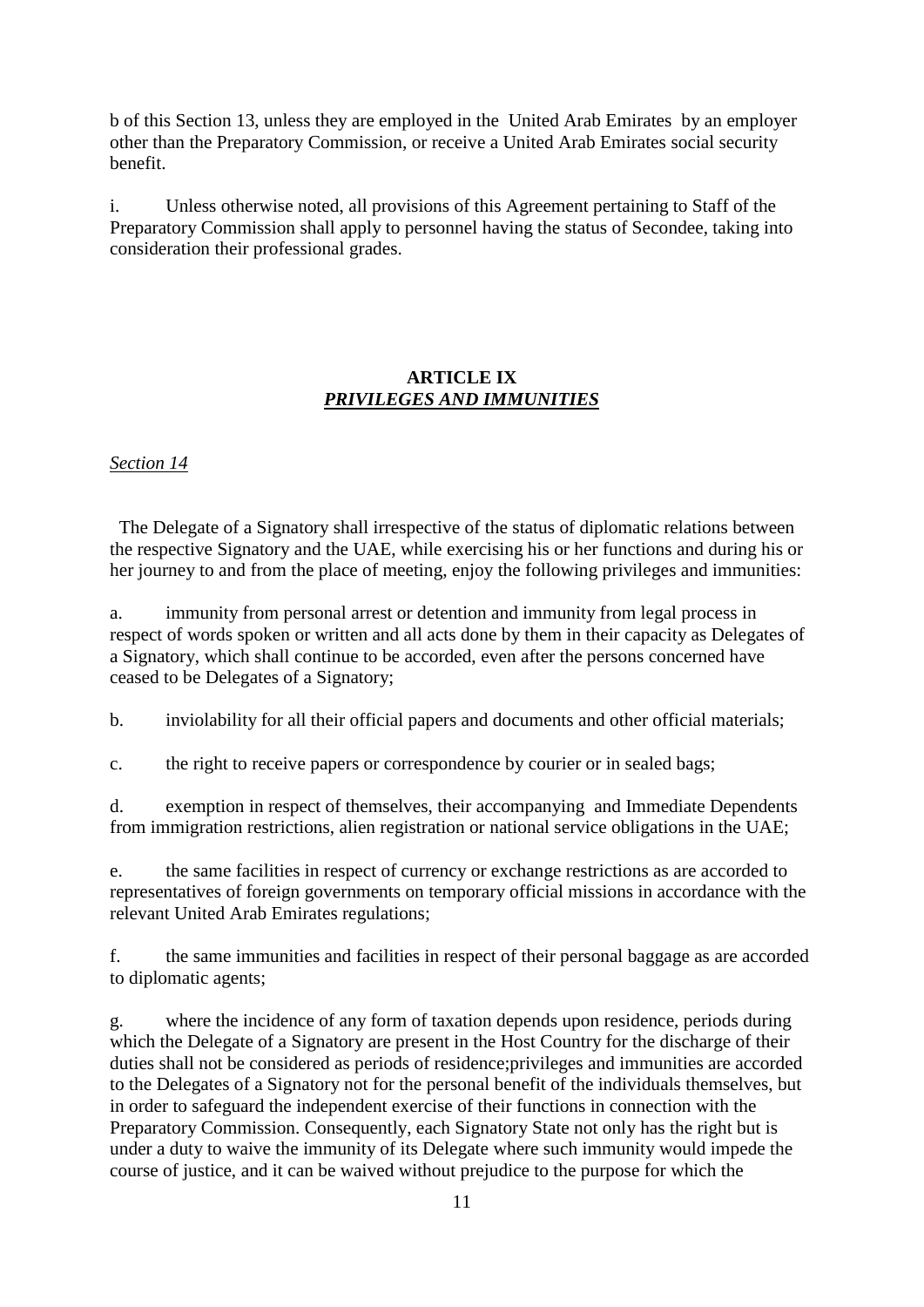b of this Section 13, unless they are employed in the United Arab Emirates by an employer other than the Preparatory Commission, or receive a United Arab Emirates social security benefit.

i. Unless otherwise noted, all provisions of this Agreement pertaining to Staff of the Preparatory Commission shall apply to personnel having the status of Secondee, taking into consideration their professional grades.

## ARTICLE IX
## ***PRIVILEGES AND IMMUNITIES***

*Section 14*

The Delegate of a Signatory shall irrespective of the status of diplomatic relations between the respective Signatory and the UAE, while exercising his or her functions and during his or her journey to and from the place of meeting, enjoy the following privileges and immunities:

a. immunity from personal arrest or detention and immunity from legal process in respect of words spoken or written and all acts done by them in their capacity as Delegates of a Signatory, which shall continue to be accorded, even after the persons concerned have ceased to be Delegates of a Signatory;

b. inviolability for all their official papers and documents and other official materials;

c. the right to receive papers or correspondence by courier or in sealed bags;

d. exemption in respect of themselves, their accompanying and Immediate Dependents from immigration restrictions, alien registration or national service obligations in the UAE;

e. the same facilities in respect of currency or exchange restrictions as are accorded to representatives of foreign governments on temporary official missions in accordance with the relevant United Arab Emirates regulations;

f. the same immunities and facilities in respect of their personal baggage as are accorded to diplomatic agents;

g. where the incidence of any form of taxation depends upon residence, periods during which the Delegate of a Signatory are present in the Host Country for the discharge of their duties shall not be considered as periods of residence;privileges and immunities are accorded to the Delegates of a Signatory not for the personal benefit of the individuals themselves, but in order to safeguard the independent exercise of their functions in connection with the Preparatory Commission. Consequently, each Signatory State not only has the right but is under a duty to waive the immunity of its Delegate where such immunity would impede the course of justice, and it can be waived without prejudice to the purpose for which the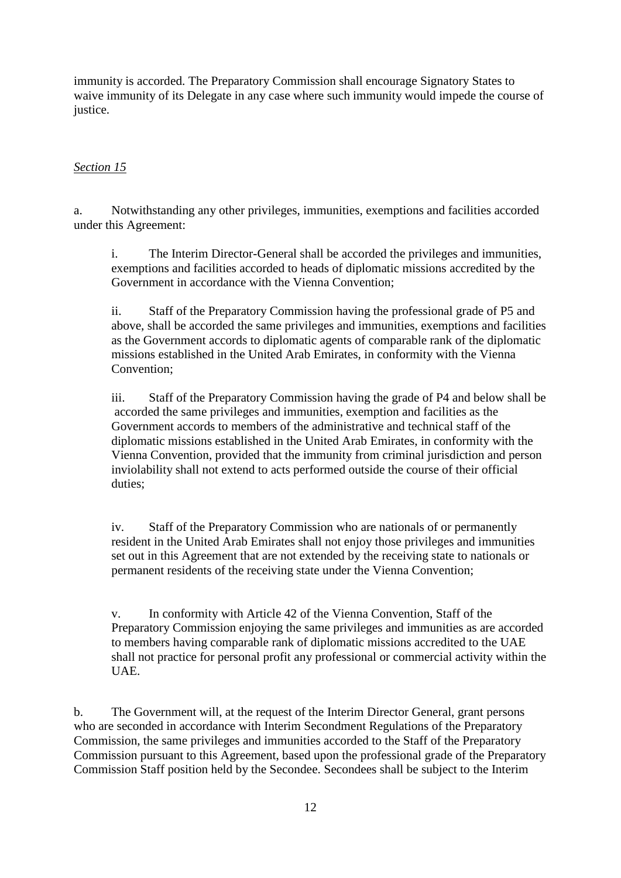immunity is accorded. The Preparatory Commission shall encourage Signatory States to waive immunity of its Delegate in any case where such immunity would impede the course of justice.

*Section 15*

a. Notwithstanding any other privileges, immunities, exemptions and facilities accorded under this Agreement:

> i. The Interim Director-General shall be accorded the privileges and immunities, exemptions and facilities accorded to heads of diplomatic missions accredited by the Government in accordance with the Vienna Convention;
>
> ii. Staff of the Preparatory Commission having the professional grade of P5 and above, shall be accorded the same privileges and immunities, exemptions and facilities as the Government accords to diplomatic agents of comparable rank of the diplomatic missions established in the United Arab Emirates, in conformity with the Vienna Convention;
>
> iii. Staff of the Preparatory Commission having the grade of P4 and below shall be accorded the same privileges and immunities, exemption and facilities as the Government accords to members of the administrative and technical staff of the diplomatic missions established in the United Arab Emirates, in conformity with the Vienna Convention, provided that the immunity from criminal jurisdiction and person inviolability shall not extend to acts performed outside the course of their official duties;
>
> iv. Staff of the Preparatory Commission who are nationals of or permanently resident in the United Arab Emirates shall not enjoy those privileges and immunities set out in this Agreement that are not extended by the receiving state to nationals or permanent residents of the receiving state under the Vienna Convention;
>
> v. In conformity with Article 42 of the Vienna Convention, Staff of the Preparatory Commission enjoying the same privileges and immunities as are accorded to members having comparable rank of diplomatic missions accredited to the UAE shall not practice for personal profit any professional or commercial activity within the UAE.

b. The Government will, at the request of the Interim Director General, grant persons who are seconded in accordance with Interim Secondment Regulations of the Preparatory Commission, the same privileges and immunities accorded to the Staff of the Preparatory Commission pursuant to this Agreement, based upon the professional grade of the Preparatory Commission Staff position held by the Secondee. Secondees shall be subject to the Interim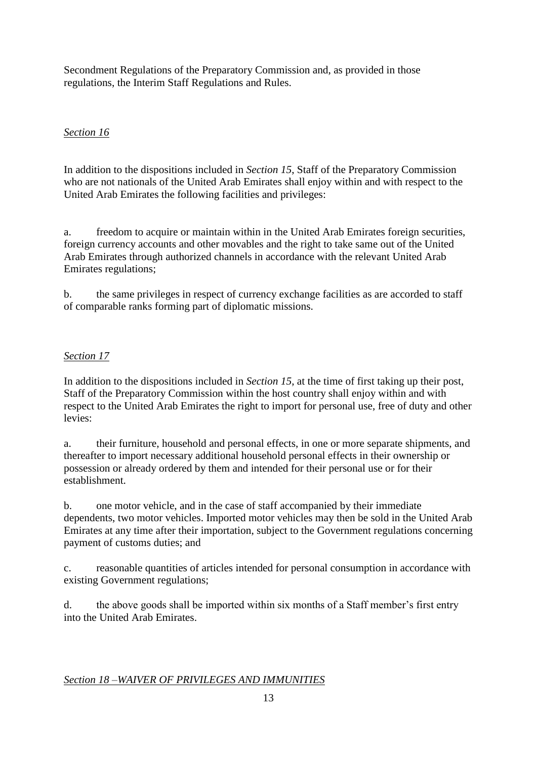Secondment Regulations of the Preparatory Commission and, as provided in those regulations, the Interim Staff Regulations and Rules.

*Section 16*

In addition to the dispositions included in *Section 15*, Staff of the Preparatory Commission who are not nationals of the United Arab Emirates shall enjoy within and with respect to the United Arab Emirates the following facilities and privileges:

a. freedom to acquire or maintain within in the United Arab Emirates foreign securities, foreign currency accounts and other movables and the right to take same out of the United Arab Emirates through authorized channels in accordance with the relevant United Arab Emirates regulations;

b. the same privileges in respect of currency exchange facilities as are accorded to staff of comparable ranks forming part of diplomatic missions.

*Section 17*

In addition to the dispositions included in *Section 15*, at the time of first taking up their post, Staff of the Preparatory Commission within the host country shall enjoy within and with respect to the United Arab Emirates the right to import for personal use, free of duty and other levies:

a. their furniture, household and personal effects, in one or more separate shipments, and thereafter to import necessary additional household personal effects in their ownership or possession or already ordered by them and intended for their personal use or for their establishment.

b. one motor vehicle, and in the case of staff accompanied by their immediate dependents, two motor vehicles. Imported motor vehicles may then be sold in the United Arab Emirates at any time after their importation, subject to the Government regulations concerning payment of customs duties; and

c. reasonable quantities of articles intended for personal consumption in accordance with existing Government regulations;

d. the above goods shall be imported within six months of a Staff member's first entry into the United Arab Emirates.

*Section 18 –WAIVER OF PRIVILEGES AND IMMUNITIES*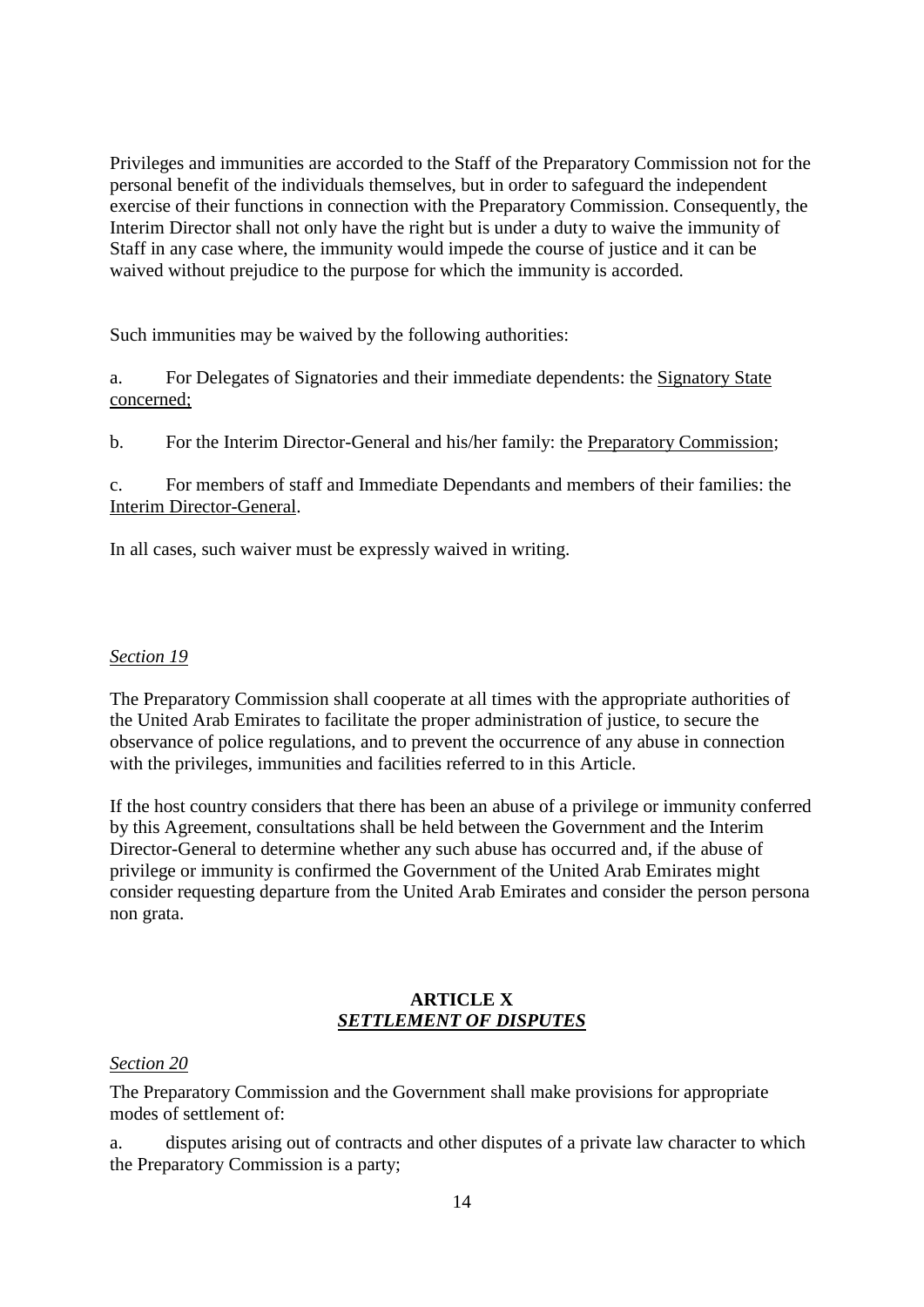Privileges and immunities are accorded to the Staff of the Preparatory Commission not for the personal benefit of the individuals themselves, but in order to safeguard the independent exercise of their functions in connection with the Preparatory Commission. Consequently, the Interim Director shall not only have the right but is under a duty to waive the immunity of Staff in any case where, the immunity would impede the course of justice and it can be waived without prejudice to the purpose for which the immunity is accorded.

Such immunities may be waived by the following authorities:

a. For Delegates of Signatories and their immediate dependents: the <u>Signatory State concerned;</u>

b. For the Interim Director-General and his/her family: the <u>Preparatory Commission</u>;

c. For members of staff and Immediate Dependants and members of their families: the <u>Interim Director-General</u>.

In all cases, such waiver must be expressly waived in writing.

*<u>Section 19</u>*

The Preparatory Commission shall cooperate at all times with the appropriate authorities of the United Arab Emirates to facilitate the proper administration of justice, to secure the observance of police regulations, and to prevent the occurrence of any abuse in connection with the privileges, immunities and facilities referred to in this Article.

If the host country considers that there has been an abuse of a privilege or immunity conferred by this Agreement, consultations shall be held between the Government and the Interim Director-General to determine whether any such abuse has occurred and, if the abuse of privilege or immunity is confirmed the Government of the United Arab Emirates might consider requesting departure from the United Arab Emirates and consider the person persona non grata.

## ARTICLE X
## ***<u>SETTLEMENT OF DISPUTES</u>***

*<u>Section 20</u>*

The Preparatory Commission and the Government shall make provisions for appropriate modes of settlement of:

a. disputes arising out of contracts and other disputes of a private law character to which the Preparatory Commission is a party;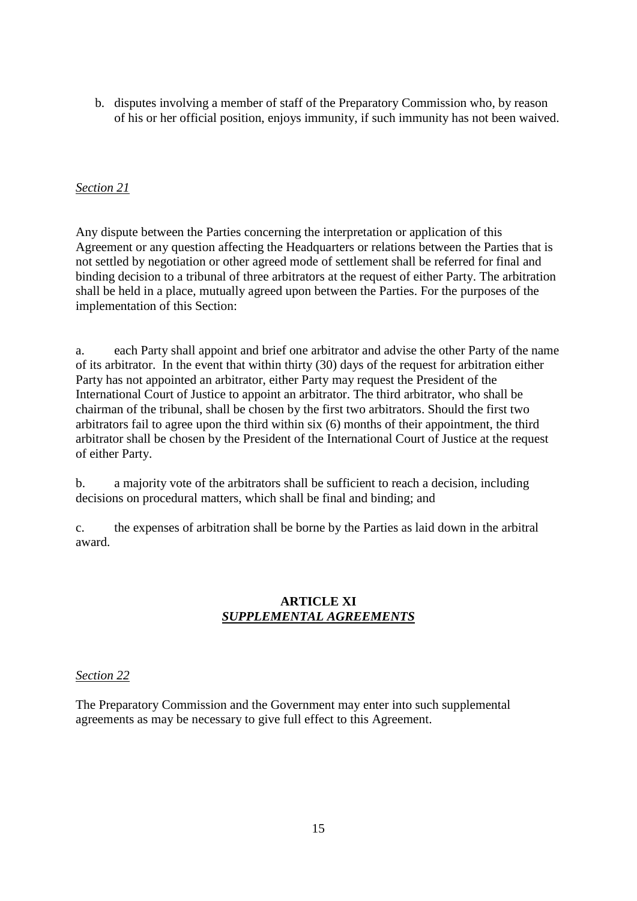b. disputes involving a member of staff of the Preparatory Commission who, by reason of his or her official position, enjoys immunity, if such immunity has not been waived.

*Section 21*

Any dispute between the Parties concerning the interpretation or application of this Agreement or any question affecting the Headquarters or relations between the Parties that is not settled by negotiation or other agreed mode of settlement shall be referred for final and binding decision to a tribunal of three arbitrators at the request of either Party. The arbitration shall be held in a place, mutually agreed upon between the Parties. For the purposes of the implementation of this Section:

a. each Party shall appoint and brief one arbitrator and advise the other Party of the name of its arbitrator. In the event that within thirty (30) days of the request for arbitration either Party has not appointed an arbitrator, either Party may request the President of the International Court of Justice to appoint an arbitrator. The third arbitrator, who shall be chairman of the tribunal, shall be chosen by the first two arbitrators. Should the first two arbitrators fail to agree upon the third within six (6) months of their appointment, the third arbitrator shall be chosen by the President of the International Court of Justice at the request of either Party.

b. a majority vote of the arbitrators shall be sufficient to reach a decision, including decisions on procedural matters, which shall be final and binding; and

c. the expenses of arbitration shall be borne by the Parties as laid down in the arbitral award.

## ARTICLE XI
## ***SUPPLEMENTAL AGREEMENTS***

*Section 22*

The Preparatory Commission and the Government may enter into such supplemental agreements as may be necessary to give full effect to this Agreement.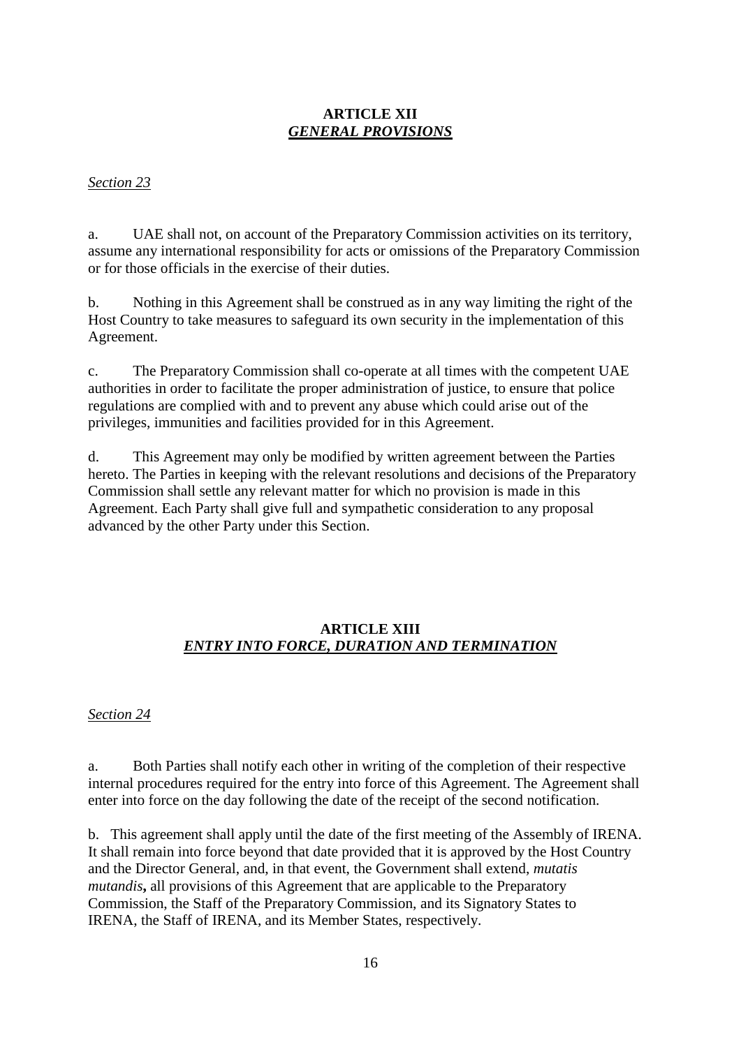## ARTICLE XII
## *GENERAL PROVISIONS*

*Section 23*

a. UAE shall not, on account of the Preparatory Commission activities on its territory, assume any international responsibility for acts or omissions of the Preparatory Commission or for those officials in the exercise of their duties.

b. Nothing in this Agreement shall be construed as in any way limiting the right of the Host Country to take measures to safeguard its own security in the implementation of this Agreement.

c. The Preparatory Commission shall co-operate at all times with the competent UAE authorities in order to facilitate the proper administration of justice, to ensure that police regulations are complied with and to prevent any abuse which could arise out of the privileges, immunities and facilities provided for in this Agreement.

d. This Agreement may only be modified by written agreement between the Parties hereto. The Parties in keeping with the relevant resolutions and decisions of the Preparatory Commission shall settle any relevant matter for which no provision is made in this Agreement. Each Party shall give full and sympathetic consideration to any proposal advanced by the other Party under this Section.

## ARTICLE XIII
## *ENTRY INTO FORCE, DURATION AND TERMINATION*

*Section 24*

a. Both Parties shall notify each other in writing of the completion of their respective internal procedures required for the entry into force of this Agreement. The Agreement shall enter into force on the day following the date of the receipt of the second notification.

b. This agreement shall apply until the date of the first meeting of the Assembly of IRENA. It shall remain into force beyond that date provided that it is approved by the Host Country and the Director General, and, in that event, the Government shall extend, *mutatis mutandis***,** all provisions of this Agreement that are applicable to the Preparatory Commission, the Staff of the Preparatory Commission, and its Signatory States to IRENA, the Staff of IRENA, and its Member States, respectively.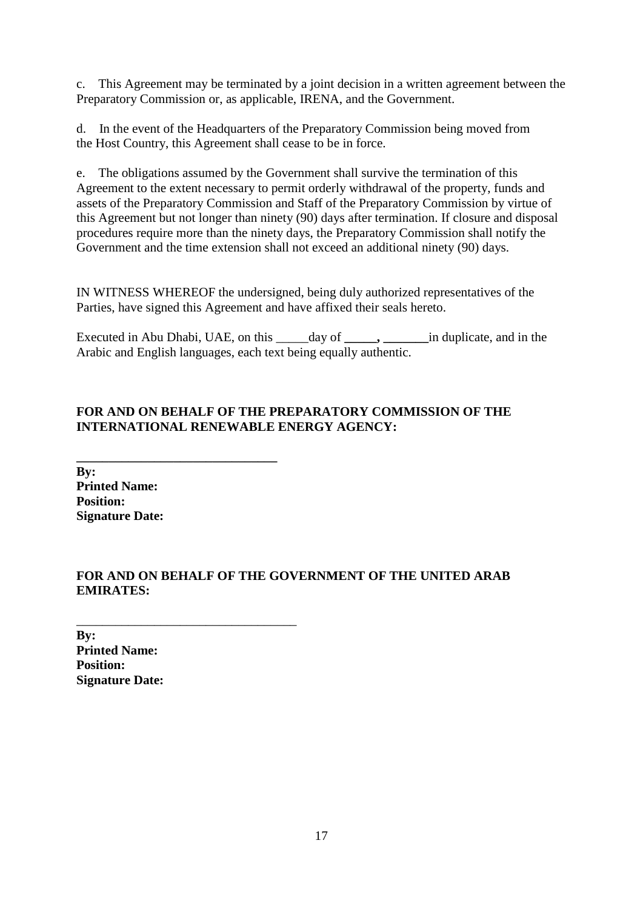c. This Agreement may be terminated by a joint decision in a written agreement between the Preparatory Commission or, as applicable, IRENA, and the Government.

d. In the event of the Headquarters of the Preparatory Commission being moved from the Host Country, this Agreement shall cease to be in force.

e. The obligations assumed by the Government shall survive the termination of this Agreement to the extent necessary to permit orderly withdrawal of the property, funds and assets of the Preparatory Commission and Staff of the Preparatory Commission by virtue of this Agreement but not longer than ninety (90) days after termination. If closure and disposal procedures require more than the ninety days, the Preparatory Commission shall notify the Government and the time extension shall not exceed an additional ninety (90) days.

IN WITNESS WHEREOF the undersigned, being duly authorized representatives of the Parties, have signed this Agreement and have affixed their seals hereto.

Executed in Abu Dhabi, UAE, on this _____day of **_____, _______**in duplicate, and in the Arabic and English languages, each text being equally authentic.

**FOR AND ON BEHALF OF THE PREPARATORY COMMISSION OF THE INTERNATIONAL RENEWABLE ENERGY AGENCY:**

_______________________________

**By:**
**Printed Name:**
**Position:**
**Signature Date:**

**FOR AND ON BEHALF OF THE GOVERNMENT OF THE UNITED ARAB EMIRATES:**

_________________________________

**By:**
**Printed Name:**
**Position:**
**Signature Date:**